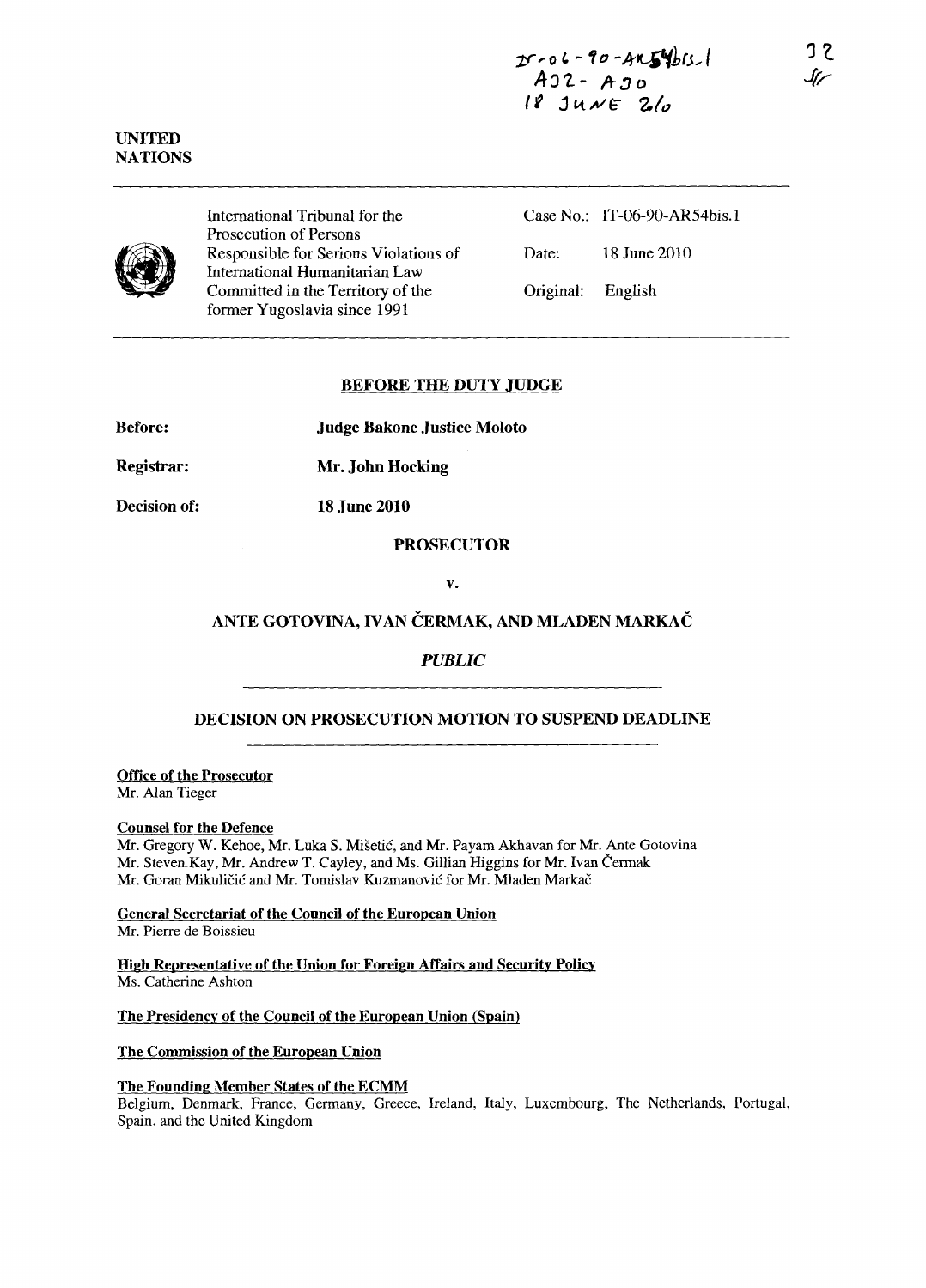IT-06-90-AR54bis.1
A32 - A30
18 JUNE 2010

32

UNITED
NATIONS

| International Tribunal for the Prosecution of Persons Responsible for Serious Violations of International Humanitarian Law Committed in the Territory of the former Yugoslavia since 1991 | Case No.: | IT-06-90-AR54bis.1 |
|---|---|---|
| | Date: | 18 June 2010 |
| | Original: | English |

## BEFORE THE DUTY JUDGE

**Before:** **Judge Bakone Justice Moloto**

**Registrar:** **Mr. John Hocking**

**Decision of:** **18 June 2010**

**PROSECUTOR**

**v.**

**ANTE GOTOVINA, IVAN ČERMAK, AND MLADEN MARKAČ**

***PUBLIC***

## DECISION ON PROSECUTION MOTION TO SUSPEND DEADLINE

**Office of the Prosecutor**
Mr. Alan Tieger

**Counsel for the Defence**
Mr. Gregory W. Kehoe, Mr. Luka S. Mišetić, and Mr. Payam Akhavan for Mr. Ante Gotovina
Mr. Steven Kay, Mr. Andrew T. Cayley, and Ms. Gillian Higgins for Mr. Ivan Čermak
Mr. Goran Mikuličić and Mr. Tomislav Kuzmanović for Mr. Mladen Markač

**General Secretariat of the Council of the European Union**
Mr. Pierre de Boissieu

**High Representative of the Union for Foreign Affairs and Security Policy**
Ms. Catherine Ashton

**The Presidency of the Council of the European Union (Spain)**

**The Commission of the European Union**

**The Founding Member States of the ECMM**
Belgium, Denmark, France, Germany, Greece, Ireland, Italy, Luxembourg, The Netherlands, Portugal, Spain, and the United Kingdom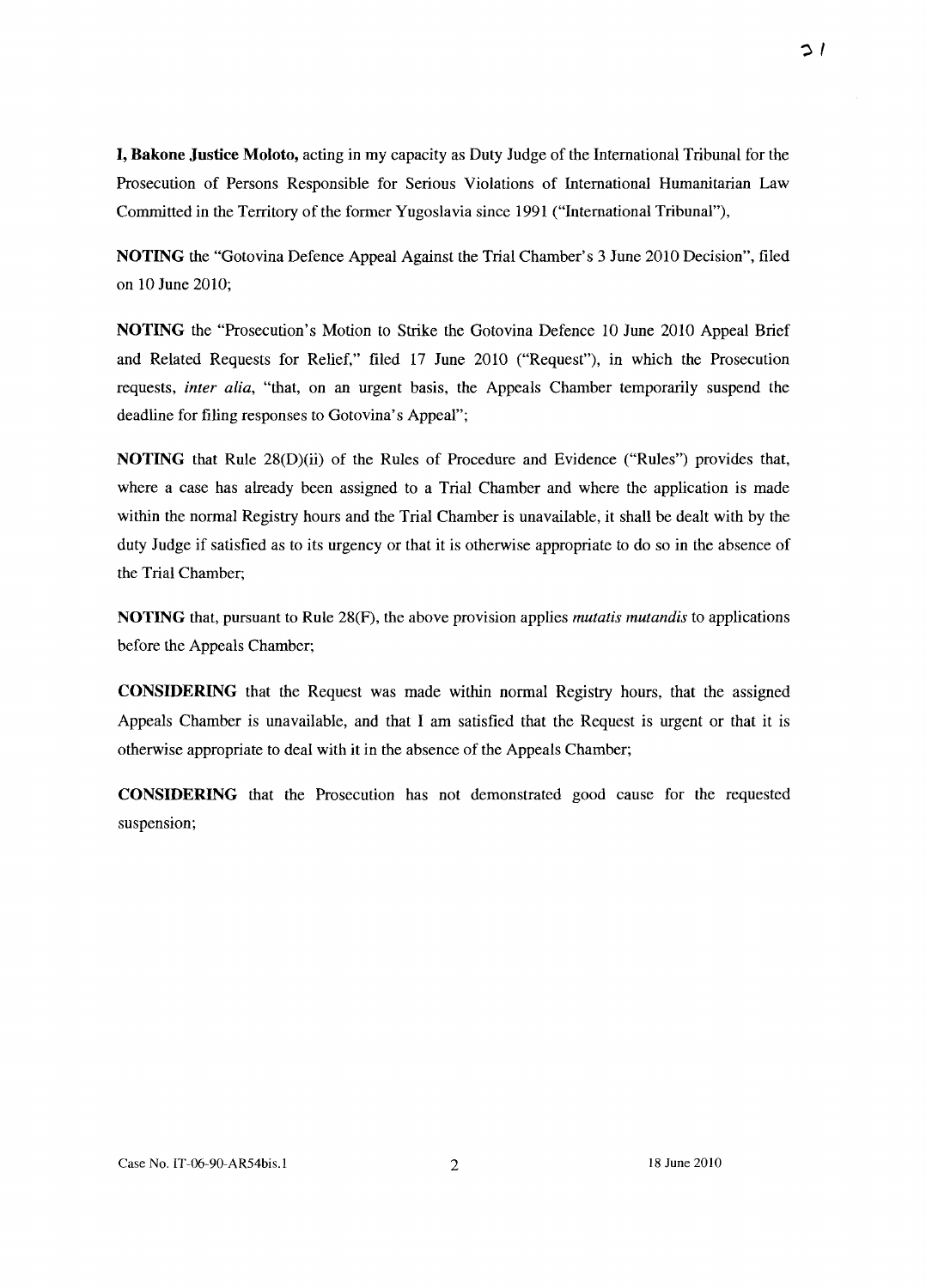**I, Bakone Justice Moloto,** acting in my capacity as Duty Judge of the International Tribunal for the Prosecution of Persons Responsible for Serious Violations of International Humanitarian Law Committed in the Territory of the former Yugoslavia since 1991 ("International Tribunal"),

**NOTING** the "Gotovina Defence Appeal Against the Trial Chamber's 3 June 2010 Decision", filed on 10 June 2010;

**NOTING** the "Prosecution's Motion to Strike the Gotovina Defence 10 June 2010 Appeal Brief and Related Requests for Relief," filed 17 June 2010 ("Request"), in which the Prosecution requests, *inter alia*, "that, on an urgent basis, the Appeals Chamber temporarily suspend the deadline for filing responses to Gotovina's Appeal";

**NOTING** that Rule 28(D)(ii) of the Rules of Procedure and Evidence ("Rules") provides that, where a case has already been assigned to a Trial Chamber and where the application is made within the normal Registry hours and the Trial Chamber is unavailable, it shall be dealt with by the duty Judge if satisfied as to its urgency or that it is otherwise appropriate to do so in the absence of the Trial Chamber;

**NOTING** that, pursuant to Rule 28(F), the above provision applies *mutatis mutandis* to applications before the Appeals Chamber;

**CONSIDERING** that the Request was made within normal Registry hours, that the assigned Appeals Chamber is unavailable, and that I am satisfied that the Request is urgent or that it is otherwise appropriate to deal with it in the absence of the Appeals Chamber;

**CONSIDERING** that the Prosecution has not demonstrated good cause for the requested suspension;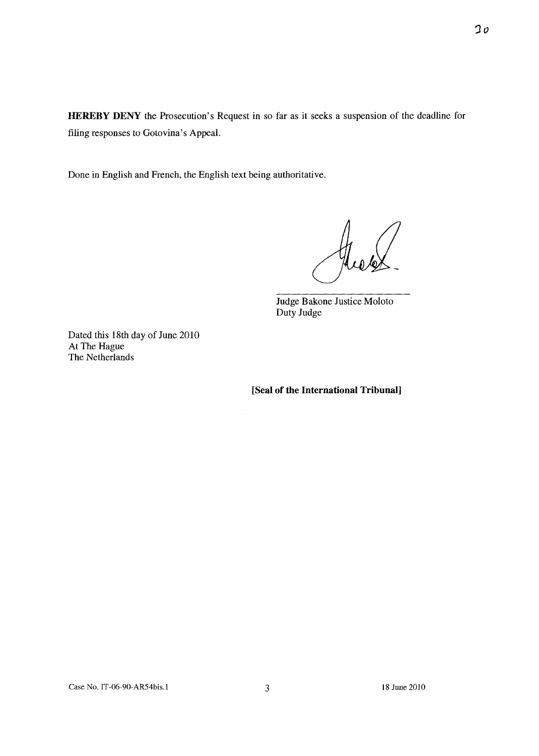**HEREBY DENY** the Prosecution's Request in so far as it seeks a suspension of the deadline for filing responses to Gotovina's Appeal.

Done in English and French, the English text being authoritative.

Judge Bakone Justice Moloto
Duty Judge

Dated this 18th day of June 2010
At The Hague
The Netherlands

**[Seal of the International Tribunal]**